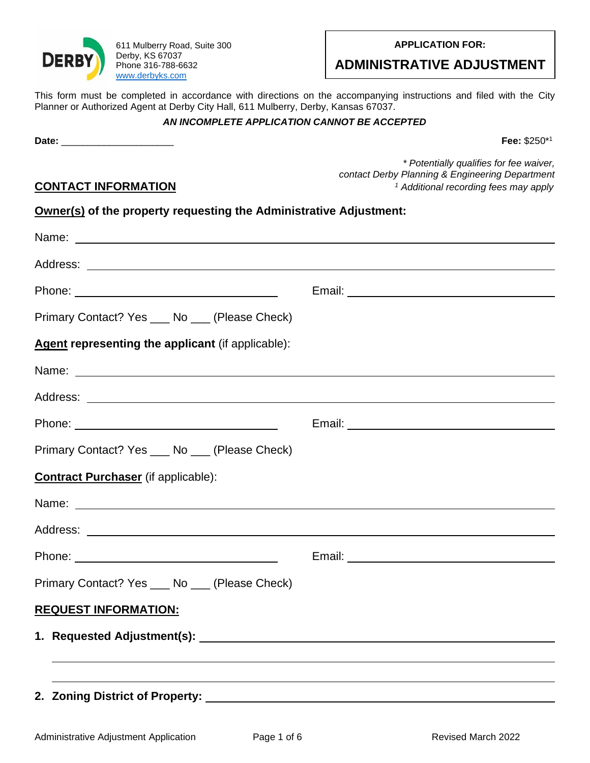611 Mulberry Road, Suite 300
Derby, KS 67037
Phone 316-788-6632
www.derbyks.com

**APPLICATION FOR:**

# ADMINISTRATIVE ADJUSTMENT

This form must be completed in accordance with directions on the accompanying instructions and filed with the City Planner or Authorized Agent at Derby City Hall, 611 Mulberry, Derby, Kansas 67037.

***AN INCOMPLETE APPLICATION CANNOT BE ACCEPTED***

**Date:** ____________________

**Fee:** $250*[1]

*\* Potentially qualifies for fee waiver, contact Derby Planning & Engineering Department*
*[1] Additional recording fees may apply*

## CONTACT INFORMATION

**Owner(s) of the property requesting the Administrative Adjustment:**

Name: ____________________

Address: ____________________

Phone: ____________________ Email: ____________________

Primary Contact? Yes ___ No ___ (Please Check)

**Agent representing the applicant** (if applicable):

Name: ____________________

Address: ____________________

Phone: ____________________ Email: ____________________

Primary Contact? Yes ___ No ___ (Please Check)

**Contract Purchaser** (if applicable):

Name: ____________________

Address: ____________________

Phone: ____________________ Email: ____________________

Primary Contact? Yes ___ No ___ (Please Check)

## REQUEST INFORMATION:

1. **Requested Adjustment(s):** ____________________

2. **Zoning District of Property:** ____________________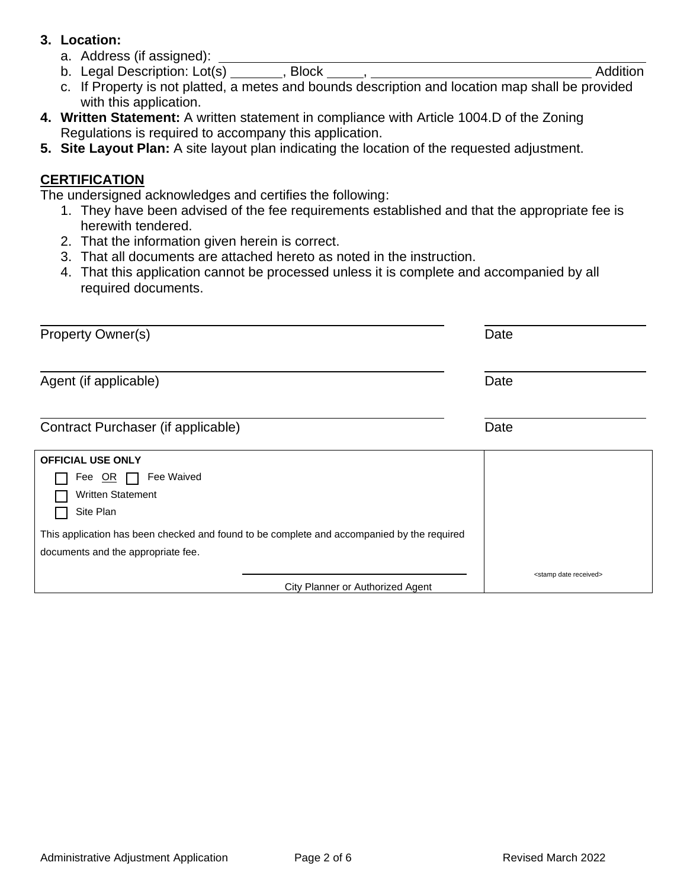3. **Location:**
   a. Address (if assigned): ______________________________________________
   b. Legal Description: Lot(s) _______, Block _____, ______________________________ Addition
   c. If Property is not platted, a metes and bounds description and location map shall be provided with this application.
4. **Written Statement:** A written statement in compliance with Article 1004.D of the Zoning Regulations is required to accompany this application.
5. **Site Layout Plan:** A site layout plan indicating the location of the requested adjustment.

## CERTIFICATION

The undersigned acknowledges and certifies the following:

1. They have been advised of the fee requirements established and that the appropriate fee is herewith tendered.
2. That the information given herein is correct.
3. That all documents are attached hereto as noted in the instruction.
4. That this application cannot be processed unless it is complete and accompanied by all required documents.

______________________________________________ ____________________
Property Owner(s) Date

______________________________________________ ____________________
Agent (if applicable) Date

______________________________________________ ____________________
Contract Purchaser (if applicable) Date

| OFFICIAL USE ONLY | |
|---|---|
| ☐ Fee OR ☐ Fee Waived<br>☐ Written Statement<br>☐ Site Plan<br><br>This application has been checked and found to be complete and accompanied by the required documents and the appropriate fee.<br><br>______________________________<br>City Planner or Authorized Agent | <stamp date received> |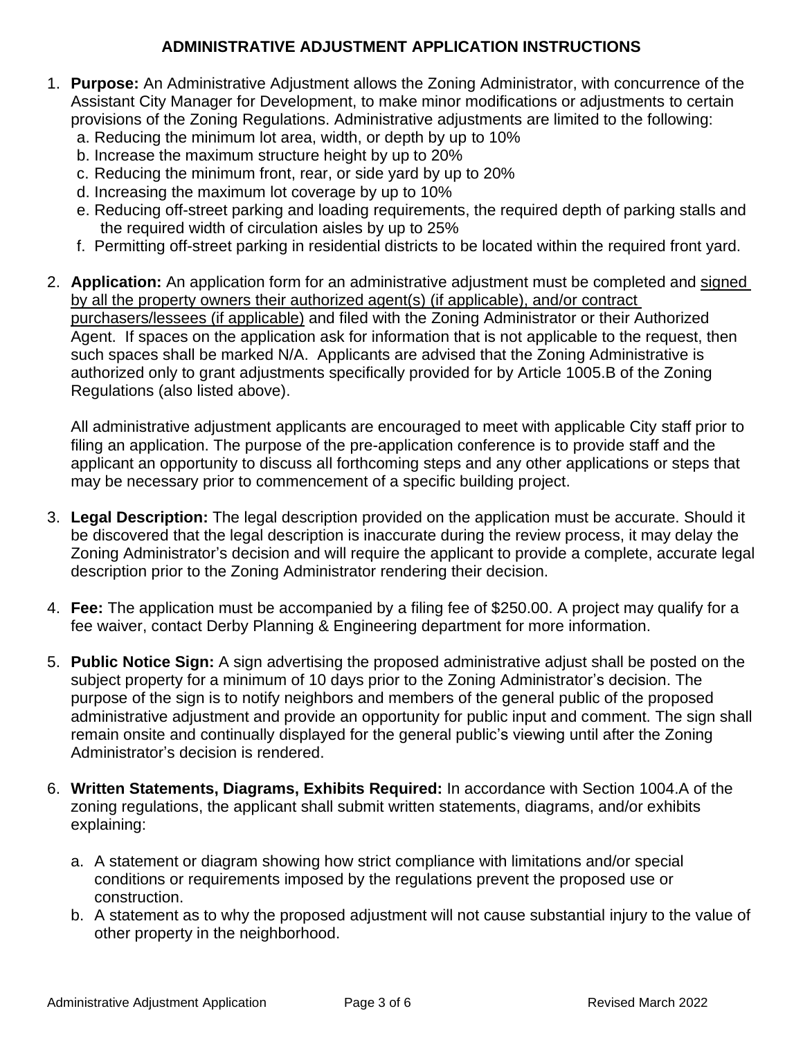# ADMINISTRATIVE ADJUSTMENT APPLICATION INSTRUCTIONS

1. **Purpose:** An Administrative Adjustment allows the Zoning Administrator, with concurrence of the Assistant City Manager for Development, to make minor modifications or adjustments to certain provisions of the Zoning Regulations. Administrative adjustments are limited to the following:
   a. Reducing the minimum lot area, width, or depth by up to 10%
   b. Increase the maximum structure height by up to 20%
   c. Reducing the minimum front, rear, or side yard by up to 20%
   d. Increasing the maximum lot coverage by up to 10%
   e. Reducing off-street parking and loading requirements, the required depth of parking stalls and the required width of circulation aisles by up to 25%
   f. Permitting off-street parking in residential districts to be located within the required front yard.

2. **Application:** An application form for an administrative adjustment must be completed and <u>signed by all the property owners their authorized agent(s) (if applicable), and/or contract purchasers/lessees (if applicable)</u> and filed with the Zoning Administrator or their Authorized Agent. If spaces on the application ask for information that is not applicable to the request, then such spaces shall be marked N/A. Applicants are advised that the Zoning Administrative is authorized only to grant adjustments specifically provided for by Article 1005.B of the Zoning Regulations (also listed above).

   All administrative adjustment applicants are encouraged to meet with applicable City staff prior to filing an application. The purpose of the pre-application conference is to provide staff and the applicant an opportunity to discuss all forthcoming steps and any other applications or steps that may be necessary prior to commencement of a specific building project.

3. **Legal Description:** The legal description provided on the application must be accurate. Should it be discovered that the legal description is inaccurate during the review process, it may delay the Zoning Administrator's decision and will require the applicant to provide a complete, accurate legal description prior to the Zoning Administrator rendering their decision.

4. **Fee:** The application must be accompanied by a filing fee of $250.00. A project may qualify for a fee waiver, contact Derby Planning & Engineering department for more information.

5. **Public Notice Sign:** A sign advertising the proposed administrative adjust shall be posted on the subject property for a minimum of 10 days prior to the Zoning Administrator's decision. The purpose of the sign is to notify neighbors and members of the general public of the proposed administrative adjustment and provide an opportunity for public input and comment. The sign shall remain onsite and continually displayed for the general public's viewing until after the Zoning Administrator's decision is rendered.

6. **Written Statements, Diagrams, Exhibits Required:** In accordance with Section 1004.A of the zoning regulations, the applicant shall submit written statements, diagrams, and/or exhibits explaining:

   a. A statement or diagram showing how strict compliance with limitations and/or special conditions or requirements imposed by the regulations prevent the proposed use or construction.
   b. A statement as to why the proposed adjustment will not cause substantial injury to the value of other property in the neighborhood.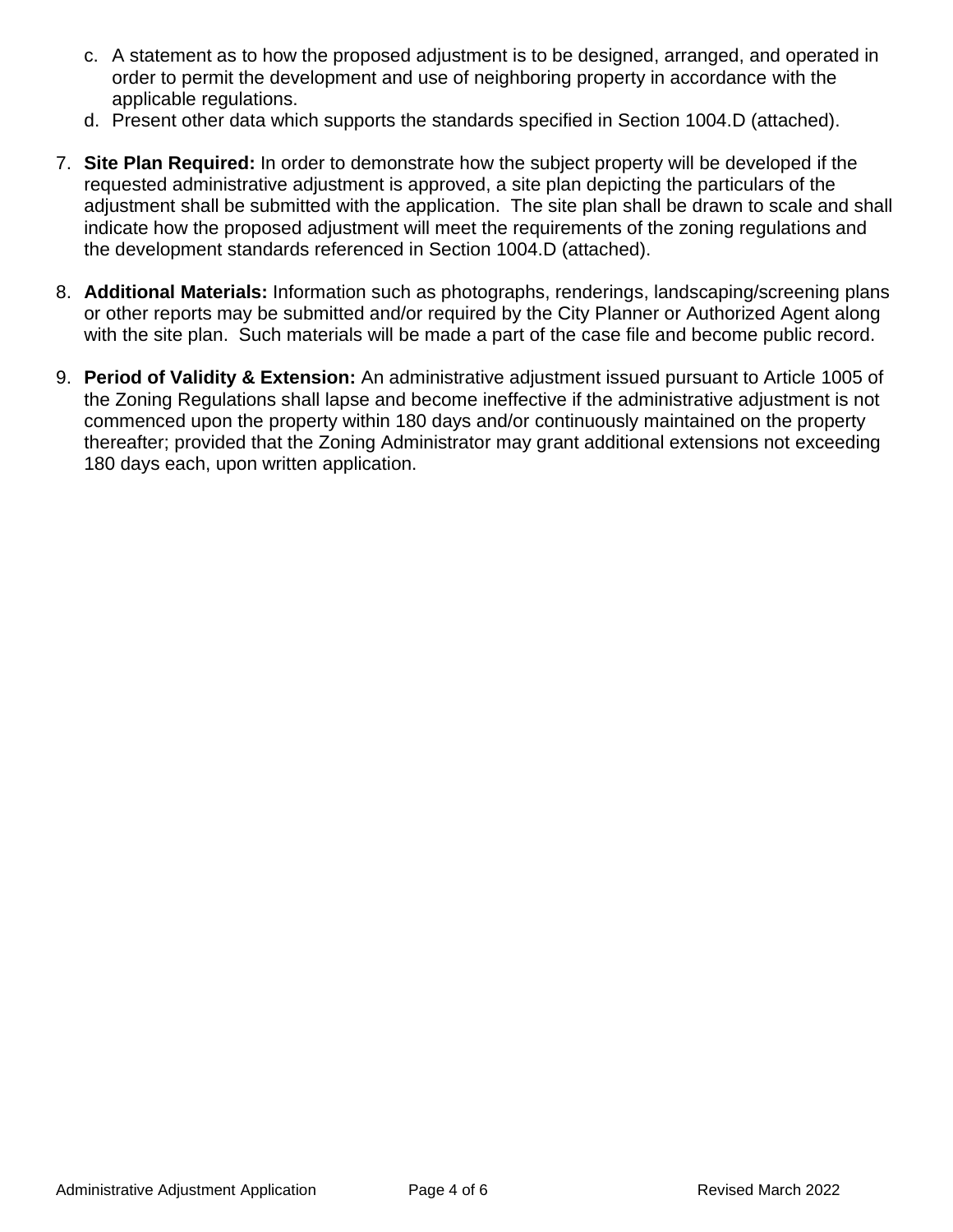c. A statement as to how the proposed adjustment is to be designed, arranged, and operated in order to permit the development and use of neighboring property in accordance with the applicable regulations.
d. Present other data which supports the standards specified in Section 1004.D (attached).

7. **Site Plan Required:** In order to demonstrate how the subject property will be developed if the requested administrative adjustment is approved, a site plan depicting the particulars of the adjustment shall be submitted with the application. The site plan shall be drawn to scale and shall indicate how the proposed adjustment will meet the requirements of the zoning regulations and the development standards referenced in Section 1004.D (attached).

8. **Additional Materials:** Information such as photographs, renderings, landscaping/screening plans or other reports may be submitted and/or required by the City Planner or Authorized Agent along with the site plan. Such materials will be made a part of the case file and become public record.

9. **Period of Validity & Extension:** An administrative adjustment issued pursuant to Article 1005 of the Zoning Regulations shall lapse and become ineffective if the administrative adjustment is not commenced upon the property within 180 days and/or continuously maintained on the property thereafter; provided that the Zoning Administrator may grant additional extensions not exceeding 180 days each, upon written application.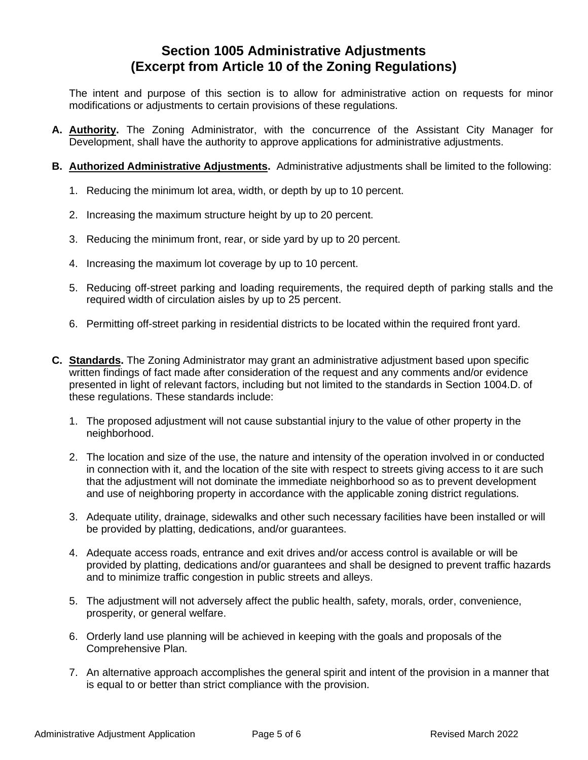# Section 1005 Administrative Adjustments
# (Excerpt from Article 10 of the Zoning Regulations)

The intent and purpose of this section is to allow for administrative action on requests for minor modifications or adjustments to certain provisions of these regulations.

**A. Authority.** The Zoning Administrator, with the concurrence of the Assistant City Manager for Development, shall have the authority to approve applications for administrative adjustments.

**B. Authorized Administrative Adjustments.** Administrative adjustments shall be limited to the following:

1. Reducing the minimum lot area, width, or depth by up to 10 percent.
2. Increasing the maximum structure height by up to 20 percent.
3. Reducing the minimum front, rear, or side yard by up to 20 percent.
4. Increasing the maximum lot coverage by up to 10 percent.
5. Reducing off-street parking and loading requirements, the required depth of parking stalls and the required width of circulation aisles by up to 25 percent.
6. Permitting off-street parking in residential districts to be located within the required front yard.

**C. Standards.** The Zoning Administrator may grant an administrative adjustment based upon specific written findings of fact made after consideration of the request and any comments and/or evidence presented in light of relevant factors, including but not limited to the standards in Section 1004.D. of these regulations. These standards include:

1. The proposed adjustment will not cause substantial injury to the value of other property in the neighborhood.
2. The location and size of the use, the nature and intensity of the operation involved in or conducted in connection with it, and the location of the site with respect to streets giving access to it are such that the adjustment will not dominate the immediate neighborhood so as to prevent development and use of neighboring property in accordance with the applicable zoning district regulations.
3. Adequate utility, drainage, sidewalks and other such necessary facilities have been installed or will be provided by platting, dedications, and/or guarantees.
4. Adequate access roads, entrance and exit drives and/or access control is available or will be provided by platting, dedications and/or guarantees and shall be designed to prevent traffic hazards and to minimize traffic congestion in public streets and alleys.
5. The adjustment will not adversely affect the public health, safety, morals, order, convenience, prosperity, or general welfare.
6. Orderly land use planning will be achieved in keeping with the goals and proposals of the Comprehensive Plan.
7. An alternative approach accomplishes the general spirit and intent of the provision in a manner that is equal to or better than strict compliance with the provision.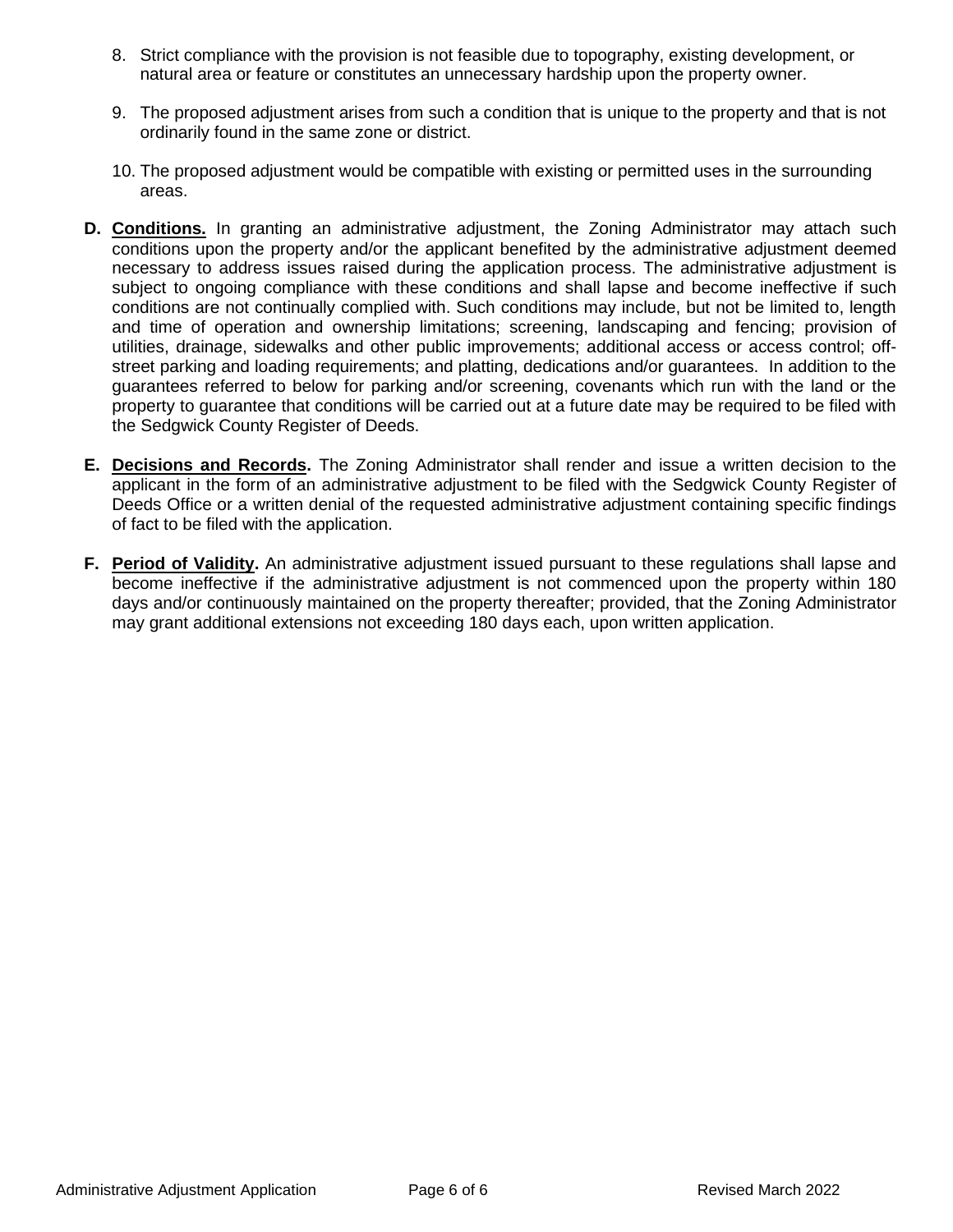8. Strict compliance with the provision is not feasible due to topography, existing development, or natural area or feature or constitutes an unnecessary hardship upon the property owner.

9. The proposed adjustment arises from such a condition that is unique to the property and that is not ordinarily found in the same zone or district.

10. The proposed adjustment would be compatible with existing or permitted uses in the surrounding areas.

**D. Conditions.** In granting an administrative adjustment, the Zoning Administrator may attach such conditions upon the property and/or the applicant benefited by the administrative adjustment deemed necessary to address issues raised during the application process. The administrative adjustment is subject to ongoing compliance with these conditions and shall lapse and become ineffective if such conditions are not continually complied with. Such conditions may include, but not be limited to, length and time of operation and ownership limitations; screening, landscaping and fencing; provision of utilities, drainage, sidewalks and other public improvements; additional access or access control; off-street parking and loading requirements; and platting, dedications and/or guarantees. In addition to the guarantees referred to below for parking and/or screening, covenants which run with the land or the property to guarantee that conditions will be carried out at a future date may be required to be filed with the Sedgwick County Register of Deeds.

**E. Decisions and Records.** The Zoning Administrator shall render and issue a written decision to the applicant in the form of an administrative adjustment to be filed with the Sedgwick County Register of Deeds Office or a written denial of the requested administrative adjustment containing specific findings of fact to be filed with the application.

**F. Period of Validity.** An administrative adjustment issued pursuant to these regulations shall lapse and become ineffective if the administrative adjustment is not commenced upon the property within 180 days and/or continuously maintained on the property thereafter; provided, that the Zoning Administrator may grant additional extensions not exceeding 180 days each, upon written application.